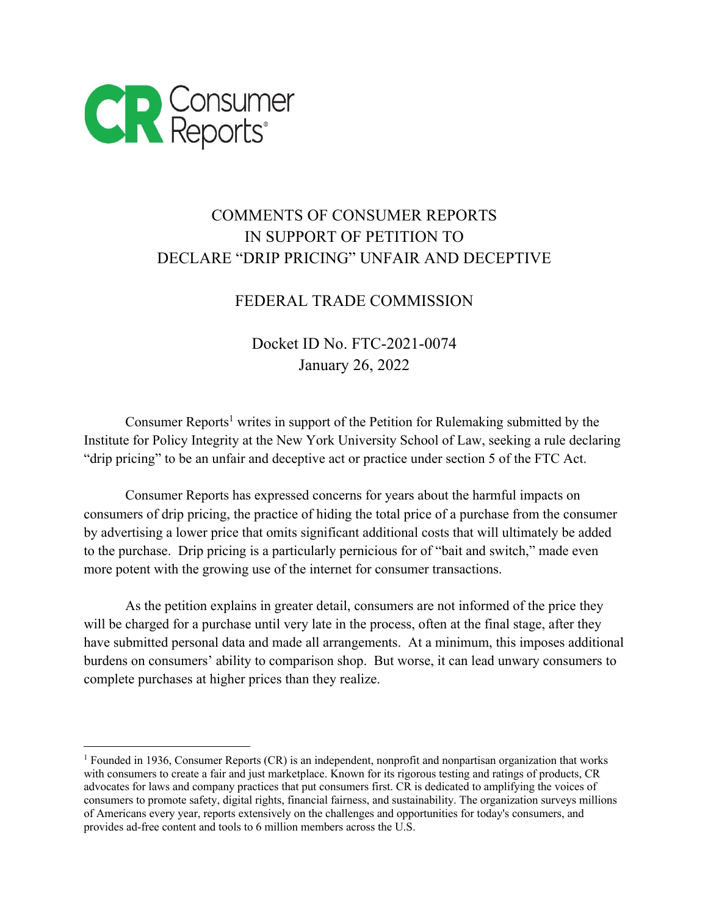# COMMENTS OF CONSUMER REPORTS IN SUPPORT OF PETITION TO DECLARE "DRIP PRICING" UNFAIR AND DECEPTIVE

## FEDERAL TRADE COMMISSION

Docket ID No. FTC-2021-0074
January 26, 2022

Consumer Reports[1] writes in support of the Petition for Rulemaking submitted by the Institute for Policy Integrity at the New York University School of Law, seeking a rule declaring "drip pricing" to be an unfair and deceptive act or practice under section 5 of the FTC Act.

Consumer Reports has expressed concerns for years about the harmful impacts on consumers of drip pricing, the practice of hiding the total price of a purchase from the consumer by advertising a lower price that omits significant additional costs that will ultimately be added to the purchase. Drip pricing is a particularly pernicious for of "bait and switch," made even more potent with the growing use of the internet for consumer transactions.

As the petition explains in greater detail, consumers are not informed of the price they will be charged for a purchase until very late in the process, often at the final stage, after they have submitted personal data and made all arrangements. At a minimum, this imposes additional burdens on consumers' ability to comparison shop. But worse, it can lead unwary consumers to complete purchases at higher prices than they realize.

[1] Founded in 1936, Consumer Reports (CR) is an independent, nonprofit and nonpartisan organization that works with consumers to create a fair and just marketplace. Known for its rigorous testing and ratings of products, CR advocates for laws and company practices that put consumers first. CR is dedicated to amplifying the voices of consumers to promote safety, digital rights, financial fairness, and sustainability. The organization surveys millions of Americans every year, reports extensively on the challenges and opportunities for today's consumers, and provides ad-free content and tools to 6 million members across the U.S.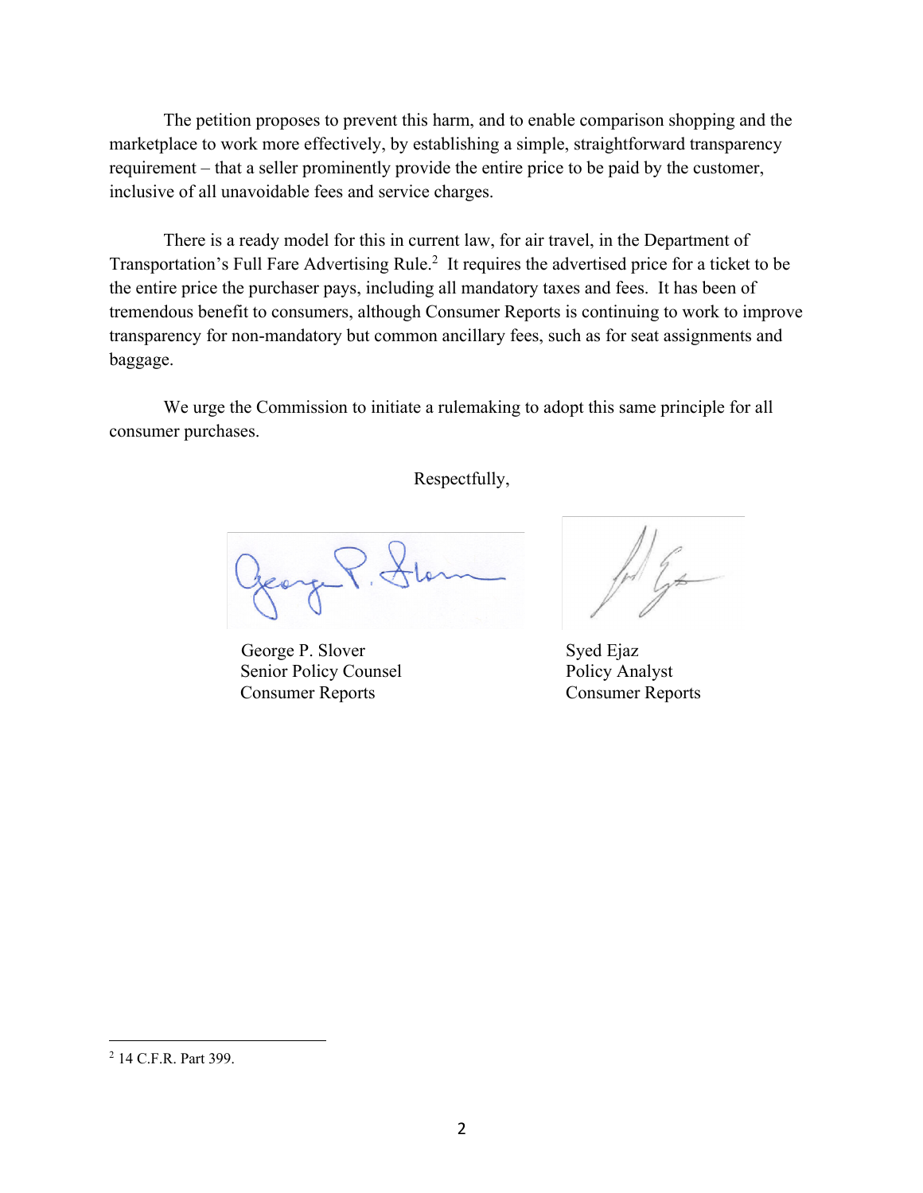The petition proposes to prevent this harm, and to enable comparison shopping and the marketplace to work more effectively, by establishing a simple, straightforward transparency requirement – that a seller prominently provide the entire price to be paid by the customer, inclusive of all unavoidable fees and service charges.

There is a ready model for this in current law, for air travel, in the Department of Transportation's Full Fare Advertising Rule.[2] It requires the advertised price for a ticket to be the entire price the purchaser pays, including all mandatory taxes and fees. It has been of tremendous benefit to consumers, although Consumer Reports is continuing to work to improve transparency for non-mandatory but common ancillary fees, such as for seat assignments and baggage.

We urge the Commission to initiate a rulemaking to adopt this same principle for all consumer purchases.

Respectfully,

George P. Slover
Senior Policy Counsel
Consumer Reports

Syed Ejaz
Policy Analyst
Consumer Reports

---

[2] 14 C.F.R. Part 399.